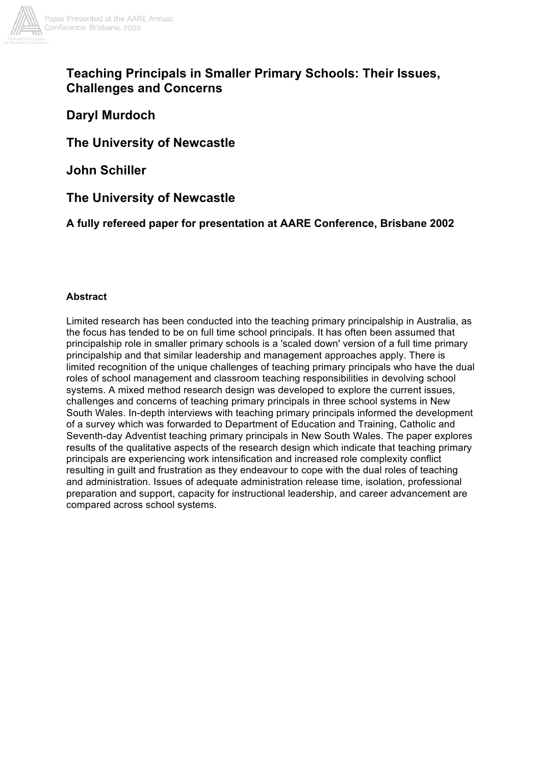# Teaching Principals in Smaller Primary Schools: Their Issues, Challenges and Concerns

## Daryl Murdoch

## The University of Newcastle

## John Schiller

## The University of Newcastle

**A fully refereed paper for presentation at AARE Conference, Brisbane 2002**

**Abstract**

Limited research has been conducted into the teaching primary principalship in Australia, as the focus has tended to be on full time school principals. It has often been assumed that principalship role in smaller primary schools is a 'scaled down' version of a full time primary principalship and that similar leadership and management approaches apply. There is limited recognition of the unique challenges of teaching primary principals who have the dual roles of school management and classroom teaching responsibilities in devolving school systems. A mixed method research design was developed to explore the current issues, challenges and concerns of teaching primary principals in three school systems in New South Wales. In-depth interviews with teaching primary principals informed the development of a survey which was forwarded to Department of Education and Training, Catholic and Seventh-day Adventist teaching primary principals in New South Wales. The paper explores results of the qualitative aspects of the research design which indicate that teaching primary principals are experiencing work intensification and increased role complexity conflict resulting in guilt and frustration as they endeavour to cope with the dual roles of teaching and administration. Issues of adequate administration release time, isolation, professional preparation and support, capacity for instructional leadership, and career advancement are compared across school systems.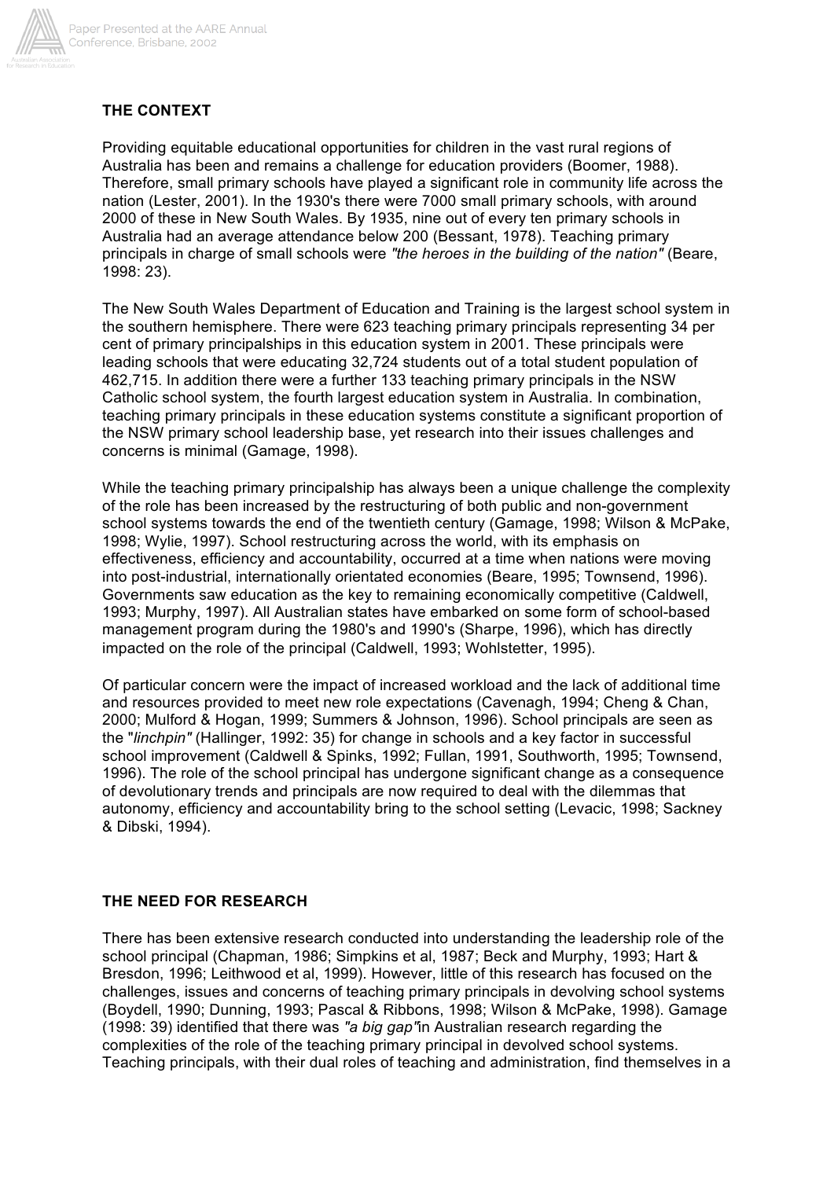## THE CONTEXT

Providing equitable educational opportunities for children in the vast rural regions of Australia has been and remains a challenge for education providers (Boomer, 1988). Therefore, small primary schools have played a significant role in community life across the nation (Lester, 2001). In the 1930's there were 7000 small primary schools, with around 2000 of these in New South Wales. By 1935, nine out of every ten primary schools in Australia had an average attendance below 200 (Bessant, 1978). Teaching primary principals in charge of small schools were *"the heroes in the building of the nation"* (Beare, 1998: 23).

The New South Wales Department of Education and Training is the largest school system in the southern hemisphere. There were 623 teaching primary principals representing 34 per cent of primary principalships in this education system in 2001. These principals were leading schools that were educating 32,724 students out of a total student population of 462,715. In addition there were a further 133 teaching primary principals in the NSW Catholic school system, the fourth largest education system in Australia. In combination, teaching primary principals in these education systems constitute a significant proportion of the NSW primary school leadership base, yet research into their issues challenges and concerns is minimal (Gamage, 1998).

While the teaching primary principalship has always been a unique challenge the complexity of the role has been increased by the restructuring of both public and non-government school systems towards the end of the twentieth century (Gamage, 1998; Wilson & McPake, 1998; Wylie, 1997). School restructuring across the world, with its emphasis on effectiveness, efficiency and accountability, occurred at a time when nations were moving into post-industrial, internationally orientated economies (Beare, 1995; Townsend, 1996). Governments saw education as the key to remaining economically competitive (Caldwell, 1993; Murphy, 1997). All Australian states have embarked on some form of school-based management program during the 1980's and 1990's (Sharpe, 1996), which has directly impacted on the role of the principal (Caldwell, 1993; Wohlstetter, 1995).

Of particular concern were the impact of increased workload and the lack of additional time and resources provided to meet new role expectations (Cavenagh, 1994; Cheng & Chan, 2000; Mulford & Hogan, 1999; Summers & Johnson, 1996). School principals are seen as the "*linchpin"* (Hallinger, 1992: 35) for change in schools and a key factor in successful school improvement (Caldwell & Spinks, 1992; Fullan, 1991, Southworth, 1995; Townsend, 1996). The role of the school principal has undergone significant change as a consequence of devolutionary trends and principals are now required to deal with the dilemmas that autonomy, efficiency and accountability bring to the school setting (Levacic, 1998; Sackney & Dibski, 1994).

## THE NEED FOR RESEARCH

There has been extensive research conducted into understanding the leadership role of the school principal (Chapman, 1986; Simpkins et al, 1987; Beck and Murphy, 1993; Hart & Bresdon, 1996; Leithwood et al, 1999). However, little of this research has focused on the challenges, issues and concerns of teaching primary principals in devolving school systems (Boydell, 1990; Dunning, 1993; Pascal & Ribbons, 1998; Wilson & McPake, 1998). Gamage (1998: 39) identified that there was *"a big gap"* in Australian research regarding the complexities of the role of the teaching primary principal in devolved school systems. Teaching principals, with their dual roles of teaching and administration, find themselves in a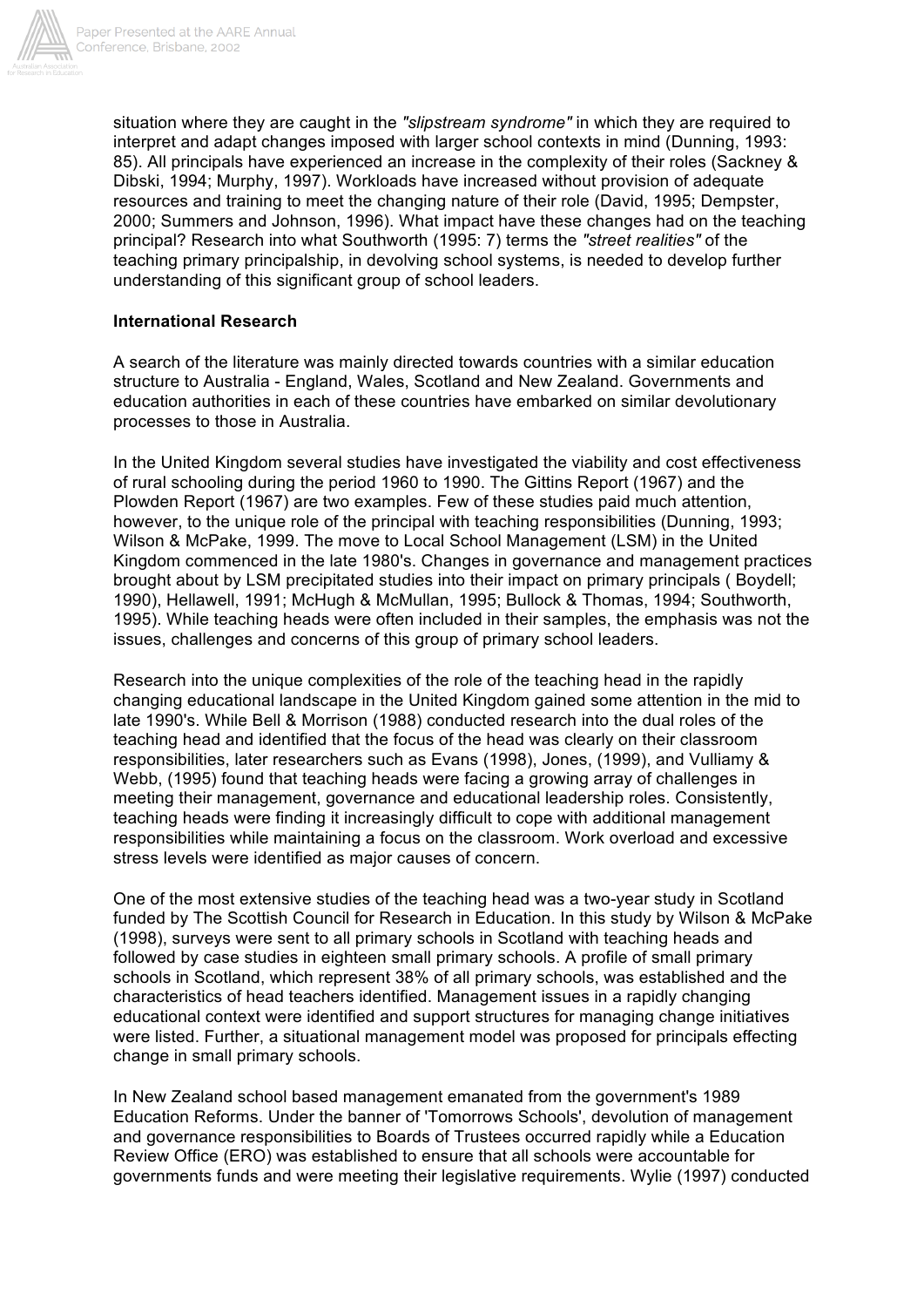situation where they are caught in the *"slipstream syndrome"* in which they are required to interpret and adapt changes imposed with larger school contexts in mind (Dunning, 1993: 85). All principals have experienced an increase in the complexity of their roles (Sackney & Dibski, 1994; Murphy, 1997). Workloads have increased without provision of adequate resources and training to meet the changing nature of their role (David, 1995; Dempster, 2000; Summers and Johnson, 1996). What impact have these changes had on the teaching principal? Research into what Southworth (1995: 7) terms the *"street realities"* of the teaching primary principalship, in devolving school systems, is needed to develop further understanding of this significant group of school leaders.

**International Research**

A search of the literature was mainly directed towards countries with a similar education structure to Australia - England, Wales, Scotland and New Zealand. Governments and education authorities in each of these countries have embarked on similar devolutionary processes to those in Australia.

In the United Kingdom several studies have investigated the viability and cost effectiveness of rural schooling during the period 1960 to 1990. The Gittins Report (1967) and the Plowden Report (1967) are two examples. Few of these studies paid much attention, however, to the unique role of the principal with teaching responsibilities (Dunning, 1993; Wilson & McPake, 1999. The move to Local School Management (LSM) in the United Kingdom commenced in the late 1980's. Changes in governance and management practices brought about by LSM precipitated studies into their impact on primary principals ( Boydell; 1990), Hellawell, 1991; McHugh & McMullan, 1995; Bullock & Thomas, 1994; Southworth, 1995). While teaching heads were often included in their samples, the emphasis was not the issues, challenges and concerns of this group of primary school leaders.

Research into the unique complexities of the role of the teaching head in the rapidly changing educational landscape in the United Kingdom gained some attention in the mid to late 1990's. While Bell & Morrison (1988) conducted research into the dual roles of the teaching head and identified that the focus of the head was clearly on their classroom responsibilities, later researchers such as Evans (1998), Jones, (1999), and Vulliamy & Webb, (1995) found that teaching heads were facing a growing array of challenges in meeting their management, governance and educational leadership roles. Consistently, teaching heads were finding it increasingly difficult to cope with additional management responsibilities while maintaining a focus on the classroom. Work overload and excessive stress levels were identified as major causes of concern.

One of the most extensive studies of the teaching head was a two-year study in Scotland funded by The Scottish Council for Research in Education. In this study by Wilson & McPake (1998), surveys were sent to all primary schools in Scotland with teaching heads and followed by case studies in eighteen small primary schools. A profile of small primary schools in Scotland, which represent 38% of all primary schools, was established and the characteristics of head teachers identified. Management issues in a rapidly changing educational context were identified and support structures for managing change initiatives were listed. Further, a situational management model was proposed for principals effecting change in small primary schools.

In New Zealand school based management emanated from the government's 1989 Education Reforms. Under the banner of 'Tomorrows Schools', devolution of management and governance responsibilities to Boards of Trustees occurred rapidly while a Education Review Office (ERO) was established to ensure that all schools were accountable for governments funds and were meeting their legislative requirements. Wylie (1997) conducted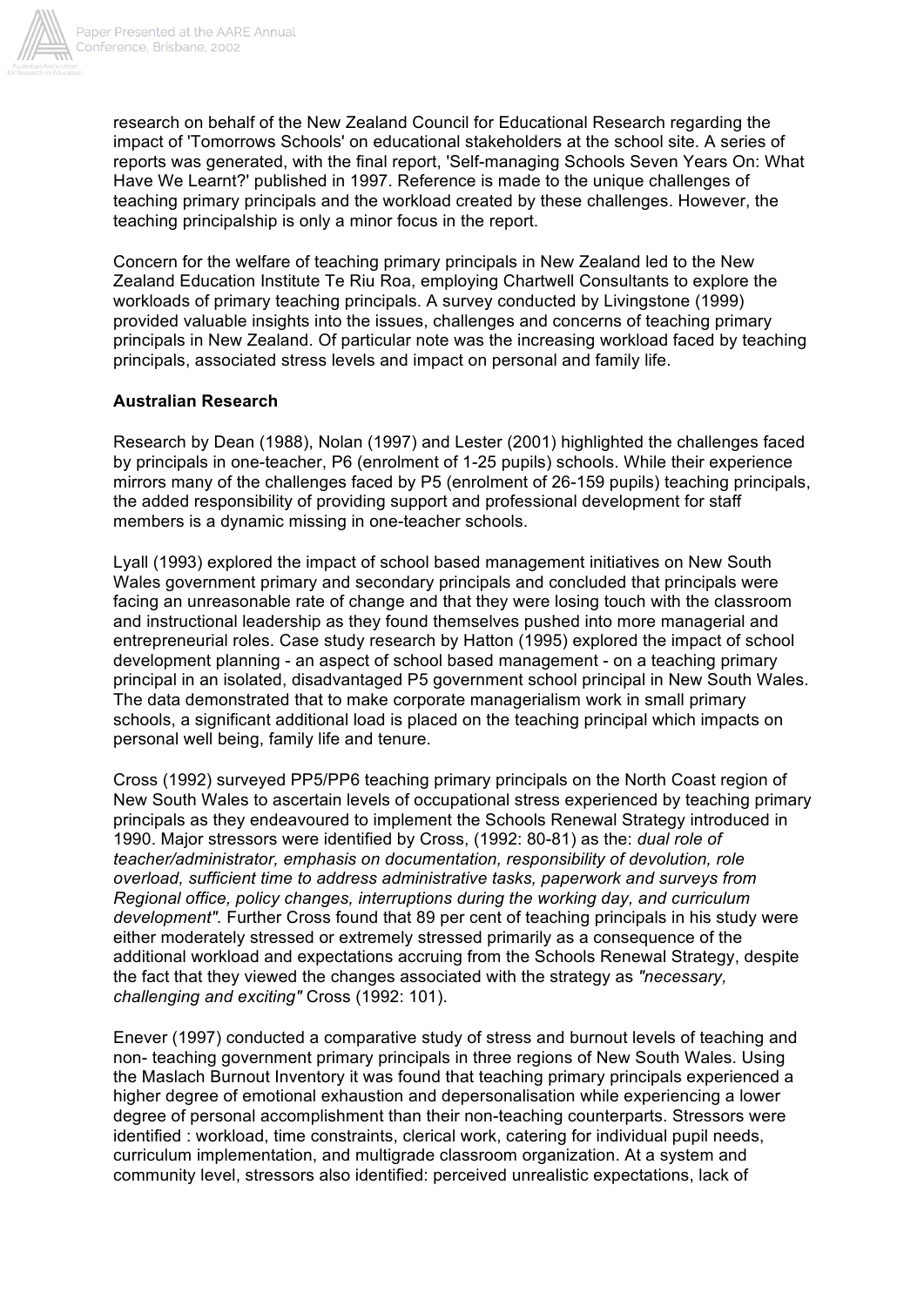research on behalf of the New Zealand Council for Educational Research regarding the impact of 'Tomorrows Schools' on educational stakeholders at the school site. A series of reports was generated, with the final report, 'Self-managing Schools Seven Years On: What Have We Learnt?' published in 1997. Reference is made to the unique challenges of teaching primary principals and the workload created by these challenges. However, the teaching principalship is only a minor focus in the report.

Concern for the welfare of teaching primary principals in New Zealand led to the New Zealand Education Institute Te Riu Roa, employing Chartwell Consultants to explore the workloads of primary teaching principals. A survey conducted by Livingstone (1999) provided valuable insights into the issues, challenges and concerns of teaching primary principals in New Zealand. Of particular note was the increasing workload faced by teaching principals, associated stress levels and impact on personal and family life.

**Australian Research**

Research by Dean (1988), Nolan (1997) and Lester (2001) highlighted the challenges faced by principals in one-teacher, P6 (enrolment of 1-25 pupils) schools. While their experience mirrors many of the challenges faced by P5 (enrolment of 26-159 pupils) teaching principals, the added responsibility of providing support and professional development for staff members is a dynamic missing in one-teacher schools.

Lyall (1993) explored the impact of school based management initiatives on New South Wales government primary and secondary principals and concluded that principals were facing an unreasonable rate of change and that they were losing touch with the classroom and instructional leadership as they found themselves pushed into more managerial and entrepreneurial roles. Case study research by Hatton (1995) explored the impact of school development planning - an aspect of school based management - on a teaching primary principal in an isolated, disadvantaged P5 government school principal in New South Wales. The data demonstrated that to make corporate managerialism work in small primary schools, a significant additional load is placed on the teaching principal which impacts on personal well being, family life and tenure.

Cross (1992) surveyed PP5/PP6 teaching primary principals on the North Coast region of New South Wales to ascertain levels of occupational stress experienced by teaching primary principals as they endeavoured to implement the Schools Renewal Strategy introduced in 1990. Major stressors were identified by Cross, (1992: 80-81) as the: *dual role of teacher/administrator, emphasis on documentation, responsibility of devolution, role overload, sufficient time to address administrative tasks, paperwork and surveys from Regional office, policy changes, interruptions during the working day, and curriculum development".* Further Cross found that 89 per cent of teaching principals in his study were either moderately stressed or extremely stressed primarily as a consequence of the additional workload and expectations accruing from the Schools Renewal Strategy, despite the fact that they viewed the changes associated with the strategy as *"necessary, challenging and exciting"* Cross (1992: 101).

Enever (1997) conducted a comparative study of stress and burnout levels of teaching and non- teaching government primary principals in three regions of New South Wales. Using the Maslach Burnout Inventory it was found that teaching primary principals experienced a higher degree of emotional exhaustion and depersonalisation while experiencing a lower degree of personal accomplishment than their non-teaching counterparts. Stressors were identified : workload, time constraints, clerical work, catering for individual pupil needs, curriculum implementation, and multigrade classroom organization. At a system and community level, stressors also identified: perceived unrealistic expectations, lack of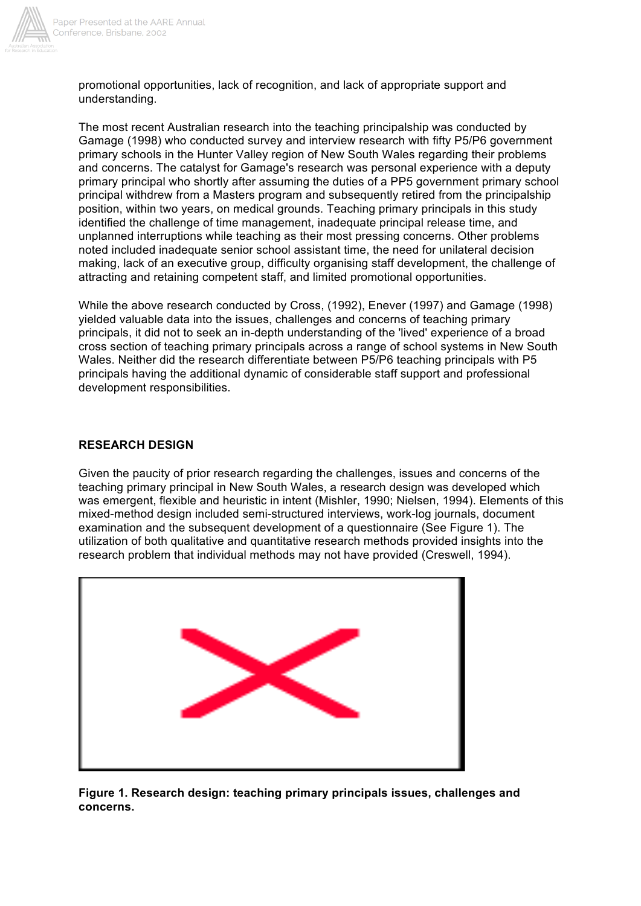promotional opportunities, lack of recognition, and lack of appropriate support and understanding.

The most recent Australian research into the teaching principalship was conducted by Gamage (1998) who conducted survey and interview research with fifty P5/P6 government primary schools in the Hunter Valley region of New South Wales regarding their problems and concerns. The catalyst for Gamage's research was personal experience with a deputy primary principal who shortly after assuming the duties of a PP5 government primary school principal withdrew from a Masters program and subsequently retired from the principalship position, within two years, on medical grounds. Teaching primary principals in this study identified the challenge of time management, inadequate principal release time, and unplanned interruptions while teaching as their most pressing concerns. Other problems noted included inadequate senior school assistant time, the need for unilateral decision making, lack of an executive group, difficulty organising staff development, the challenge of attracting and retaining competent staff, and limited promotional opportunities.

While the above research conducted by Cross, (1992), Enever (1997) and Gamage (1998) yielded valuable data into the issues, challenges and concerns of teaching primary principals, it did not to seek an in-depth understanding of the 'lived' experience of a broad cross section of teaching primary principals across a range of school systems in New South Wales. Neither did the research differentiate between P5/P6 teaching principals with P5 principals having the additional dynamic of considerable staff support and professional development responsibilities.

## RESEARCH DESIGN

Given the paucity of prior research regarding the challenges, issues and concerns of the teaching primary principal in New South Wales, a research design was developed which was emergent, flexible and heuristic in intent (Mishler, 1990; Nielsen, 1994). Elements of this mixed-method design included semi-structured interviews, work-log journals, document examination and the subsequent development of a questionnaire (See Figure 1). The utilization of both qualitative and quantitative research methods provided insights into the research problem that individual methods may not have provided (Creswell, 1994).

**Figure 1. Research design: teaching primary principals issues, challenges and concerns.**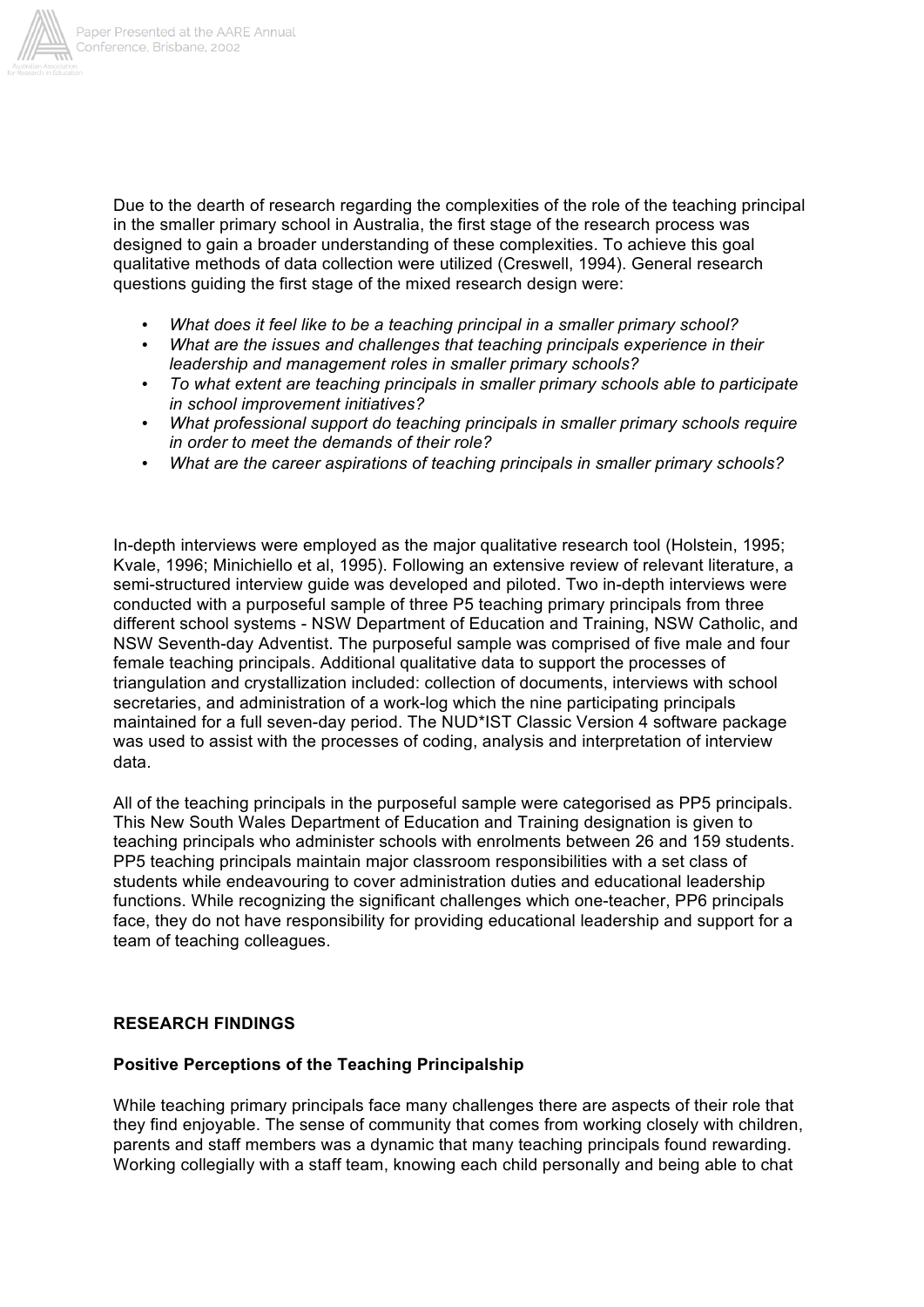Due to the dearth of research regarding the complexities of the role of the teaching principal in the smaller primary school in Australia, the first stage of the research process was designed to gain a broader understanding of these complexities. To achieve this goal qualitative methods of data collection were utilized (Creswell, 1994). General research questions guiding the first stage of the mixed research design were:

- *What does it feel like to be a teaching principal in a smaller primary school?*
- *What are the issues and challenges that teaching principals experience in their leadership and management roles in smaller primary schools?*
- *To what extent are teaching principals in smaller primary schools able to participate in school improvement initiatives?*
- *What professional support do teaching principals in smaller primary schools require in order to meet the demands of their role?*
- *What are the career aspirations of teaching principals in smaller primary schools?*

In-depth interviews were employed as the major qualitative research tool (Holstein, 1995; Kvale, 1996; Minichiello et al, 1995). Following an extensive review of relevant literature, a semi-structured interview guide was developed and piloted. Two in-depth interviews were conducted with a purposeful sample of three P5 teaching primary principals from three different school systems - NSW Department of Education and Training, NSW Catholic, and NSW Seventh-day Adventist. The purposeful sample was comprised of five male and four female teaching principals. Additional qualitative data to support the processes of triangulation and crystallization included: collection of documents, interviews with school secretaries, and administration of a work-log which the nine participating principals maintained for a full seven-day period. The NUD*IST Classic Version 4 software package was used to assist with the processes of coding, analysis and interpretation of interview data.

All of the teaching principals in the purposeful sample were categorised as PP5 principals. This New South Wales Department of Education and Training designation is given to teaching principals who administer schools with enrolments between 26 and 159 students. PP5 teaching principals maintain major classroom responsibilities with a set class of students while endeavouring to cover administration duties and educational leadership functions. While recognizing the significant challenges which one-teacher, PP6 principals face, they do not have responsibility for providing educational leadership and support for a team of teaching colleagues.

## RESEARCH FINDINGS

### Positive Perceptions of the Teaching Principalship

While teaching primary principals face many challenges there are aspects of their role that they find enjoyable. The sense of community that comes from working closely with children, parents and staff members was a dynamic that many teaching principals found rewarding. Working collegially with a staff team, knowing each child personally and being able to chat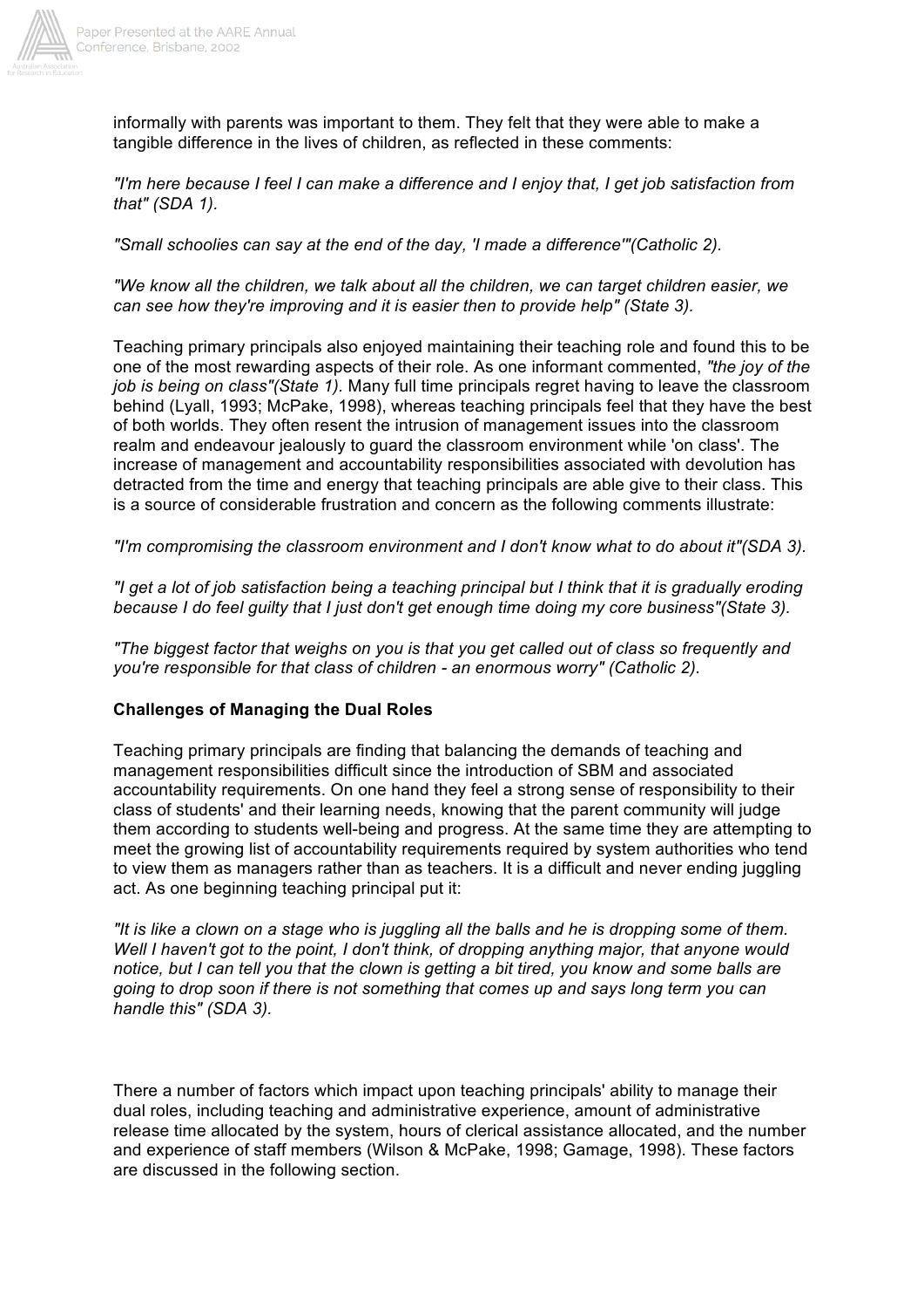informally with parents was important to them. They felt that they were able to make a tangible difference in the lives of children, as reflected in these comments:

*"I'm here because I feel I can make a difference and I enjoy that, I get job satisfaction from that" (SDA 1).*

*"Small schoolies can say at the end of the day, 'I made a difference'"(Catholic 2).*

*"We know all the children, we talk about all the children, we can target children easier, we can see how they're improving and it is easier then to provide help" (State 3).*

Teaching primary principals also enjoyed maintaining their teaching role and found this to be one of the most rewarding aspects of their role. As one informant commented, *"the joy of the job is being on class"(State 1).* Many full time principals regret having to leave the classroom behind (Lyall, 1993; McPake, 1998), whereas teaching principals feel that they have the best of both worlds. They often resent the intrusion of management issues into the classroom realm and endeavour jealously to guard the classroom environment while 'on class'. The increase of management and accountability responsibilities associated with devolution has detracted from the time and energy that teaching principals are able give to their class. This is a source of considerable frustration and concern as the following comments illustrate:

*"I'm compromising the classroom environment and I don't know what to do about it"(SDA 3).*

*"I get a lot of job satisfaction being a teaching principal but I think that it is gradually eroding because I do feel guilty that I just don't get enough time doing my core business"(State 3).*

*"The biggest factor that weighs on you is that you get called out of class so frequently and you're responsible for that class of children - an enormous worry" (Catholic 2).*

**Challenges of Managing the Dual Roles**

Teaching primary principals are finding that balancing the demands of teaching and management responsibilities difficult since the introduction of SBM and associated accountability requirements. On one hand they feel a strong sense of responsibility to their class of students' and their learning needs, knowing that the parent community will judge them according to students well-being and progress. At the same time they are attempting to meet the growing list of accountability requirements required by system authorities who tend to view them as managers rather than as teachers. It is a difficult and never ending juggling act. As one beginning teaching principal put it:

*"It is like a clown on a stage who is juggling all the balls and he is dropping some of them. Well I haven't got to the point, I don't think, of dropping anything major, that anyone would notice, but I can tell you that the clown is getting a bit tired, you know and some balls are going to drop soon if there is not something that comes up and says long term you can handle this" (SDA 3).*

There a number of factors which impact upon teaching principals' ability to manage their dual roles, including teaching and administrative experience, amount of administrative release time allocated by the system, hours of clerical assistance allocated, and the number and experience of staff members (Wilson & McPake, 1998; Gamage, 1998). These factors are discussed in the following section.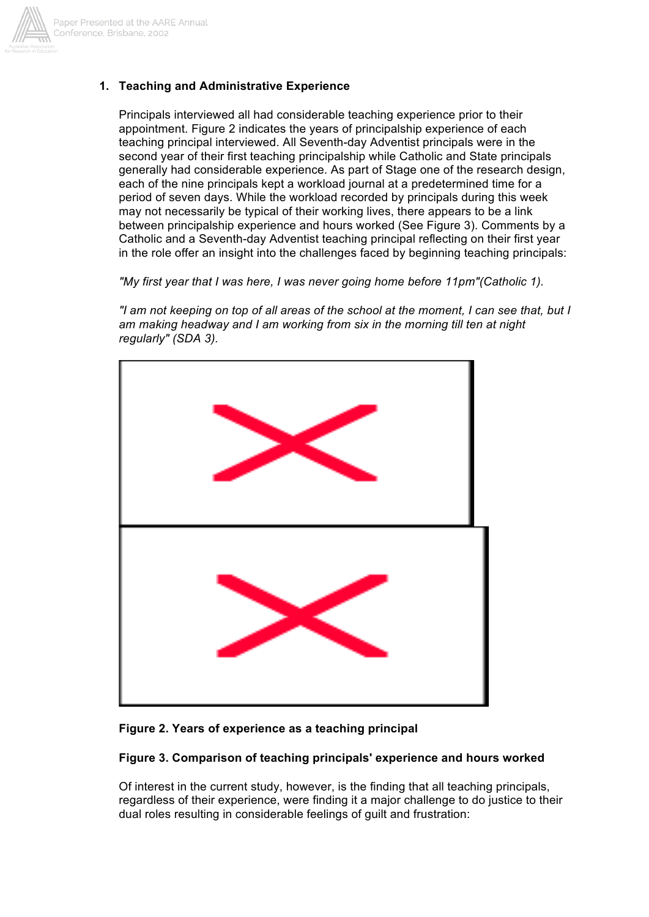1. **Teaching and Administrative Experience**

Principals interviewed all had considerable teaching experience prior to their appointment. Figure 2 indicates the years of principalship experience of each teaching principal interviewed. All Seventh-day Adventist principals were in the second year of their first teaching principalship while Catholic and State principals generally had considerable experience. As part of Stage one of the research design, each of the nine principals kept a workload journal at a predetermined time for a period of seven days. While the workload recorded by principals during this week may not necessarily be typical of their working lives, there appears to be a link between principalship experience and hours worked (See Figure 3). Comments by a Catholic and a Seventh-day Adventist teaching principal reflecting on their first year in the role offer an insight into the challenges faced by beginning teaching principals:

*"My first year that I was here, I was never going home before 11pm"(Catholic 1).*

*"I am not keeping on top of all areas of the school at the moment, I can see that, but I am making headway and I am working from six in the morning till ten at night regularly" (SDA 3).*

**Figure 2. Years of experience as a teaching principal**

**Figure 3. Comparison of teaching principals' experience and hours worked**

Of interest in the current study, however, is the finding that all teaching principals, regardless of their experience, were finding it a major challenge to do justice to their dual roles resulting in considerable feelings of guilt and frustration: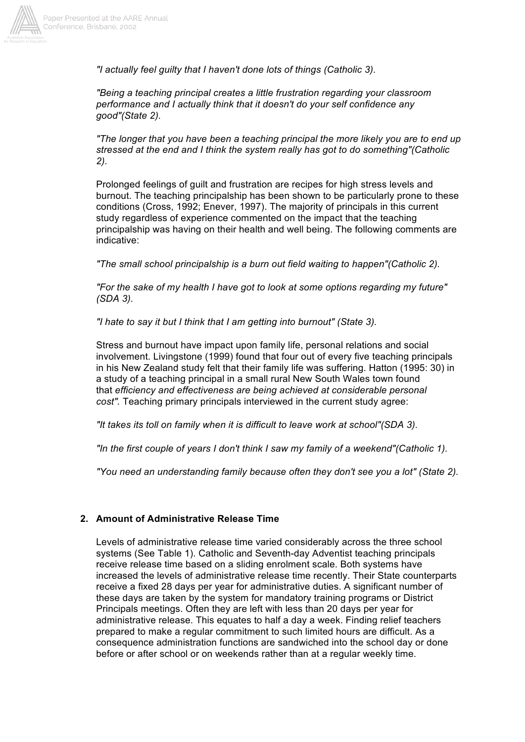*"I actually feel guilty that I haven't done lots of things (Catholic 3).*

*"Being a teaching principal creates a little frustration regarding your classroom performance and I actually think that it doesn't do your self confidence any good"(State 2).*

*"The longer that you have been a teaching principal the more likely you are to end up stressed at the end and I think the system really has got to do something"(Catholic 2).*

Prolonged feelings of guilt and frustration are recipes for high stress levels and burnout. The teaching principalship has been shown to be particularly prone to these conditions (Cross, 1992; Enever, 1997). The majority of principals in this current study regardless of experience commented on the impact that the teaching principalship was having on their health and well being. The following comments are indicative:

*"The small school principalship is a burn out field waiting to happen"(Catholic 2).*

*"For the sake of my health I have got to look at some options regarding my future" (SDA 3).*

*"I hate to say it but I think that I am getting into burnout" (State 3).*

Stress and burnout have impact upon family life, personal relations and social involvement. Livingstone (1999) found that four out of every five teaching principals in his New Zealand study felt that their family life was suffering. Hatton (1995: 30) in a study of a teaching principal in a small rural New South Wales town found that *efficiency and effectiveness are being achieved at considerable personal cost".* Teaching primary principals interviewed in the current study agree:

*"It takes its toll on family when it is difficult to leave work at school"(SDA 3).*

*"In the first couple of years I don't think I saw my family of a weekend"(Catholic 1).*

*"You need an understanding family because often they don't see you a lot" (State 2).*

## 2. Amount of Administrative Release Time

Levels of administrative release time varied considerably across the three school systems (See Table 1). Catholic and Seventh-day Adventist teaching principals receive release time based on a sliding enrolment scale. Both systems have increased the levels of administrative release time recently. Their State counterparts receive a fixed 28 days per year for administrative duties. A significant number of these days are taken by the system for mandatory training programs or District Principals meetings. Often they are left with less than 20 days per year for administrative release. This equates to half a day a week. Finding relief teachers prepared to make a regular commitment to such limited hours are difficult. As a consequence administration functions are sandwiched into the school day or done before or after school or on weekends rather than at a regular weekly time.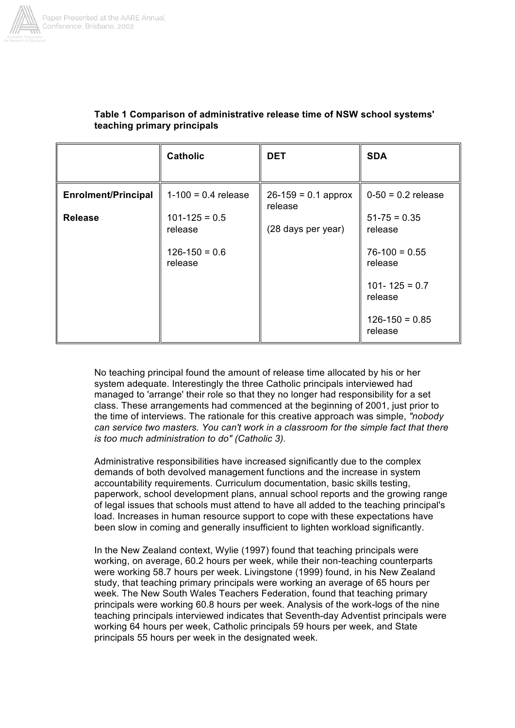**Table 1 Comparison of administrative release time of NSW school systems' teaching primary principals**

| | Catholic | DET | SDA |
|---|---|---|---|
| **Enrolment/Principal Release** | 1-100 = 0.4 release<br><br>101-125 = 0.5 release<br><br>126-150 = 0.6 release | 26-159 = 0.1 approx release<br><br>(28 days per year) | 0-50 = 0.2 release<br><br>51-75 = 0.35 release<br><br>76-100 = 0.55 release<br><br>101- 125 = 0.7 release<br><br>126-150 = 0.85 release |

No teaching principal found the amount of release time allocated by his or her system adequate. Interestingly the three Catholic principals interviewed had managed to 'arrange' their role so that they no longer had responsibility for a set class. These arrangements had commenced at the beginning of 2001, just prior to the time of interviews. The rationale for this creative approach was simple, *"nobody can service two masters. You can't work in a classroom for the simple fact that there is too much administration to do" (Catholic 3).*

Administrative responsibilities have increased significantly due to the complex demands of both devolved management functions and the increase in system accountability requirements. Curriculum documentation, basic skills testing, paperwork, school development plans, annual school reports and the growing range of legal issues that schools must attend to have all added to the teaching principal's load. Increases in human resource support to cope with these expectations have been slow in coming and generally insufficient to lighten workload significantly.

In the New Zealand context, Wylie (1997) found that teaching principals were working, on average, 60.2 hours per week, while their non-teaching counterparts were working 58.7 hours per week. Livingstone (1999) found, in his New Zealand study, that teaching primary principals were working an average of 65 hours per week. The New South Wales Teachers Federation, found that teaching primary principals were working 60.8 hours per week. Analysis of the work-logs of the nine teaching principals interviewed indicates that Seventh-day Adventist principals were working 64 hours per week, Catholic principals 59 hours per week, and State principals 55 hours per week in the designated week.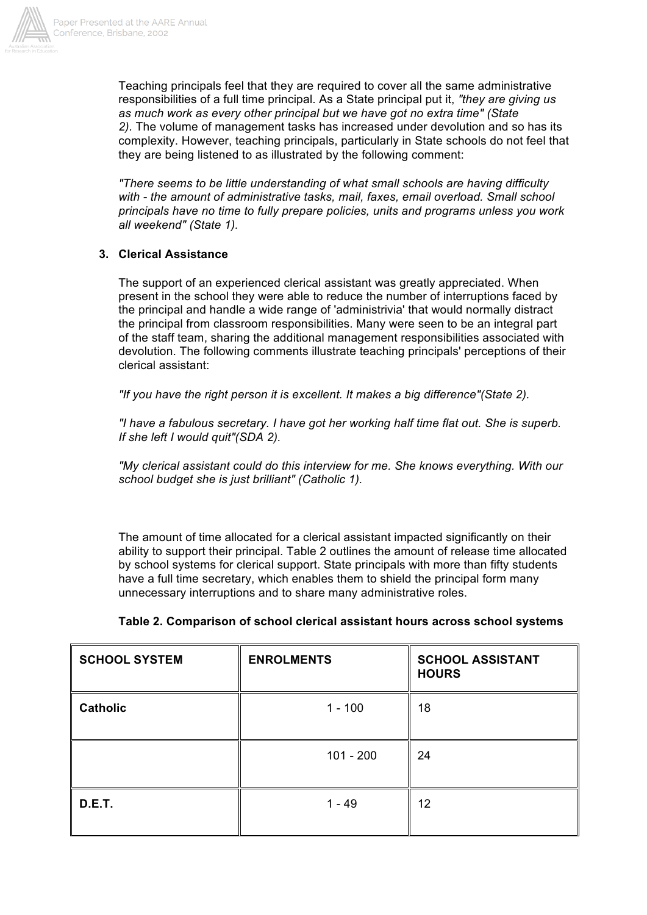Teaching principals feel that they are required to cover all the same administrative responsibilities of a full time principal. As a State principal put it, *"they are giving us as much work as every other principal but we have got no extra time" (State 2).* The volume of management tasks has increased under devolution and so has its complexity. However, teaching principals, particularly in State schools do not feel that they are being listened to as illustrated by the following comment:

*"There seems to be little understanding of what small schools are having difficulty with - the amount of administrative tasks, mail, faxes, email overload. Small school principals have no time to fully prepare policies, units and programs unless you work all weekend" (State 1).*

3. **Clerical Assistance**

The support of an experienced clerical assistant was greatly appreciated. When present in the school they were able to reduce the number of interruptions faced by the principal and handle a wide range of 'administrivia' that would normally distract the principal from classroom responsibilities. Many were seen to be an integral part of the staff team, sharing the additional management responsibilities associated with devolution. The following comments illustrate teaching principals' perceptions of their clerical assistant:

*"If you have the right person it is excellent. It makes a big difference"(State 2).*

*"I have a fabulous secretary. I have got her working half time flat out. She is superb. If she left I would quit"(SDA 2).*

*"My clerical assistant could do this interview for me. She knows everything. With our school budget she is just brilliant" (Catholic 1).*

The amount of time allocated for a clerical assistant impacted significantly on their ability to support their principal. Table 2 outlines the amount of release time allocated by school systems for clerical support. State principals with more than fifty students have a full time secretary, which enables them to shield the principal form many unnecessary interruptions and to share many administrative roles.

**Table 2. Comparison of school clerical assistant hours across school systems**

| SCHOOL SYSTEM | ENROLMENTS | SCHOOL ASSISTANT HOURS |
|---|---|---|
| **Catholic** | 1 - 100 | 18 |
| | 101 - 200 | 24 |
| **D.E.T.** | 1 - 49 | 12 |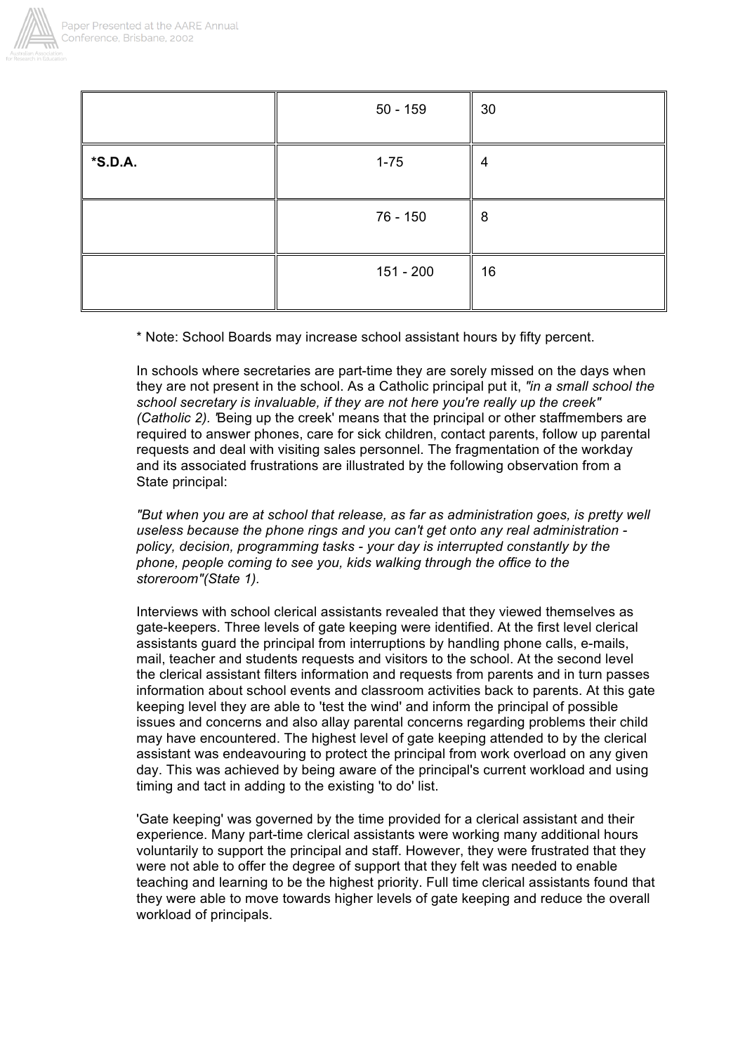| | | |
|---|---|---|
| | 50 - 159 | 30 |
| **\*S.D.A.** | 1-75 | 4 |
| | 76 - 150 | 8 |
| | 151 - 200 | 16 |

\* Note: School Boards may increase school assistant hours by fifty percent.

In schools where secretaries are part-time they are sorely missed on the days when they are not present in the school. As a Catholic principal put it, *"in a small school the school secretary is invaluable, if they are not here you're really up the creek" (Catholic 2).* 'Being up the creek' means that the principal or other staffmembers are required to answer phones, care for sick children, contact parents, follow up parental requests and deal with visiting sales personnel. The fragmentation of the workday and its associated frustrations are illustrated by the following observation from a State principal:

*"But when you are at school that release, as far as administration goes, is pretty well useless because the phone rings and you can't get onto any real administration - policy, decision, programming tasks - your day is interrupted constantly by the phone, people coming to see you, kids walking through the office to the storeroom"(State 1).*

Interviews with school clerical assistants revealed that they viewed themselves as gate-keepers. Three levels of gate keeping were identified. At the first level clerical assistants guard the principal from interruptions by handling phone calls, e-mails, mail, teacher and students requests and visitors to the school. At the second level the clerical assistant filters information and requests from parents and in turn passes information about school events and classroom activities back to parents. At this gate keeping level they are able to 'test the wind' and inform the principal of possible issues and concerns and also allay parental concerns regarding problems their child may have encountered. The highest level of gate keeping attended to by the clerical assistant was endeavouring to protect the principal from work overload on any given day. This was achieved by being aware of the principal's current workload and using timing and tact in adding to the existing 'to do' list.

'Gate keeping' was governed by the time provided for a clerical assistant and their experience. Many part-time clerical assistants were working many additional hours voluntarily to support the principal and staff. However, they were frustrated that they were not able to offer the degree of support that they felt was needed to enable teaching and learning to be the highest priority. Full time clerical assistants found that they were able to move towards higher levels of gate keeping and reduce the overall workload of principals.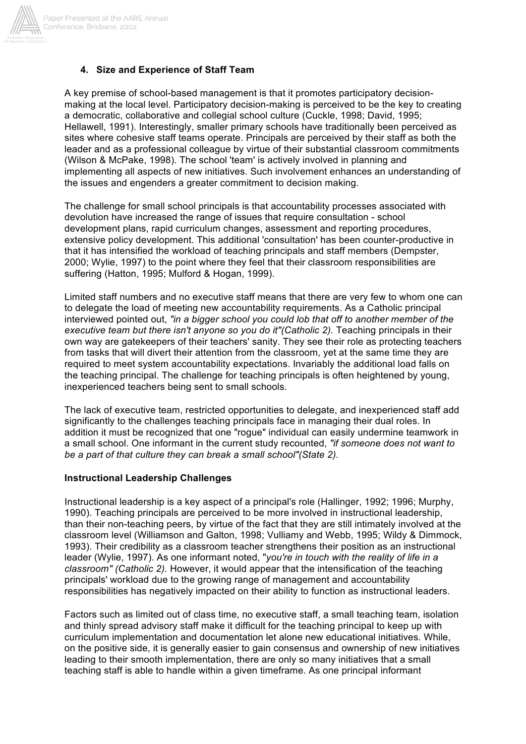### 4. Size and Experience of Staff Team

A key premise of school-based management is that it promotes participatory decision-making at the local level. Participatory decision-making is perceived to be the key to creating a democratic, collaborative and collegial school culture (Cuckle, 1998; David, 1995; Hellawell, 1991). Interestingly, smaller primary schools have traditionally been perceived as sites where cohesive staff teams operate. Principals are perceived by their staff as both the leader and as a professional colleague by virtue of their substantial classroom commitments (Wilson & McPake, 1998). The school 'team' is actively involved in planning and implementing all aspects of new initiatives. Such involvement enhances an understanding of the issues and engenders a greater commitment to decision making.

The challenge for small school principals is that accountability processes associated with devolution have increased the range of issues that require consultation - school development plans, rapid curriculum changes, assessment and reporting procedures, extensive policy development. This additional 'consultation' has been counter-productive in that it has intensified the workload of teaching principals and staff members (Dempster, 2000; Wylie, 1997) to the point where they feel that their classroom responsibilities are suffering (Hatton, 1995; Mulford & Hogan, 1999).

Limited staff numbers and no executive staff means that there are very few to whom one can to delegate the load of meeting new accountability requirements. As a Catholic principal interviewed pointed out, *"in a bigger school you could lob that off to another member of the executive team but there isn't anyone so you do it"(Catholic 2).* Teaching principals in their own way are gatekeepers of their teachers' sanity. They see their role as protecting teachers from tasks that will divert their attention from the classroom, yet at the same time they are required to meet system accountability expectations. Invariably the additional load falls on the teaching principal. The challenge for teaching principals is often heightened by young, inexperienced teachers being sent to small schools.

The lack of executive team, restricted opportunities to delegate, and inexperienced staff add significantly to the challenges teaching principals face in managing their dual roles. In addition it must be recognized that one "rogue" individual can easily undermine teamwork in a small school. One informant in the current study recounted, *"if someone does not want to be a part of that culture they can break a small school"(State 2).*

### Instructional Leadership Challenges

Instructional leadership is a key aspect of a principal's role (Hallinger, 1992; 1996; Murphy, 1990). Teaching principals are perceived to be more involved in instructional leadership, than their non-teaching peers, by virtue of the fact that they are still intimately involved at the classroom level (Williamson and Galton, 1998; Vulliamy and Webb, 1995; Wildy & Dimmock, 1993). Their credibility as a classroom teacher strengthens their position as an instructional leader (Wylie, 1997). As one informant noted, "*you're in touch with the reality of life in a classroom" (Catholic 2).* However, it would appear that the intensification of the teaching principals' workload due to the growing range of management and accountability responsibilities has negatively impacted on their ability to function as instructional leaders.

Factors such as limited out of class time, no executive staff, a small teaching team, isolation and thinly spread advisory staff make it difficult for the teaching principal to keep up with curriculum implementation and documentation let alone new educational initiatives. While, on the positive side, it is generally easier to gain consensus and ownership of new initiatives leading to their smooth implementation, there are only so many initiatives that a small teaching staff is able to handle within a given timeframe. As one principal informant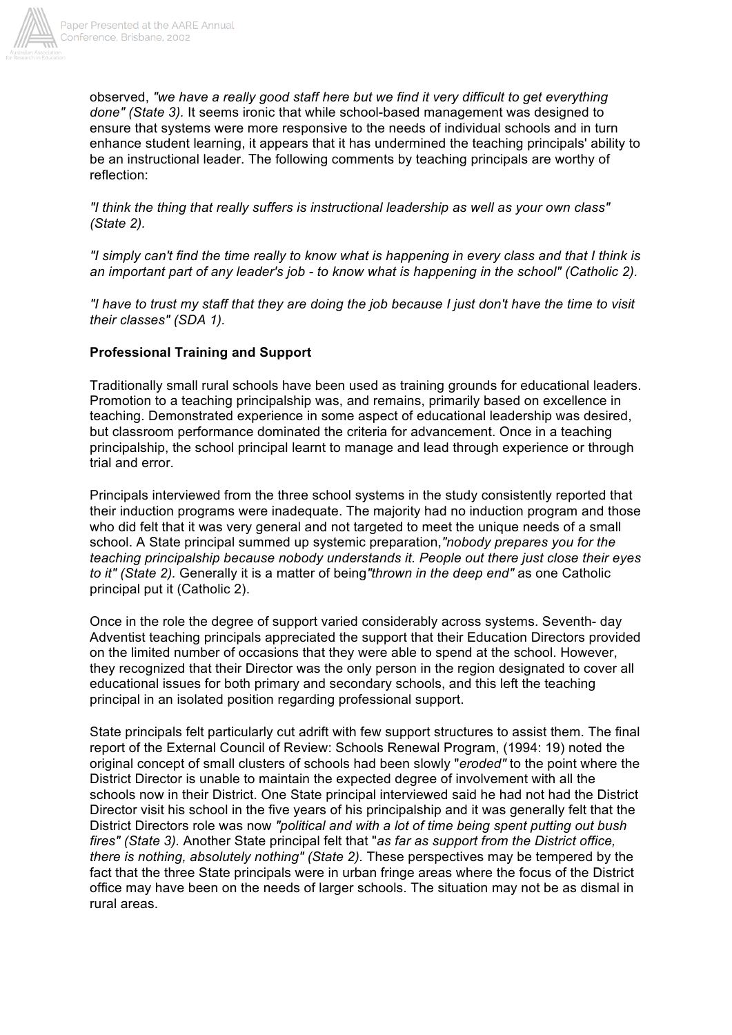observed, *"we have a really good staff here but we find it very difficult to get everything done" (State 3).* It seems ironic that while school-based management was designed to ensure that systems were more responsive to the needs of individual schools and in turn enhance student learning, it appears that it has undermined the teaching principals' ability to be an instructional leader. The following comments by teaching principals are worthy of reflection:

*"I think the thing that really suffers is instructional leadership as well as your own class" (State 2).*

*"I simply can't find the time really to know what is happening in every class and that I think is an important part of any leader's job - to know what is happening in the school" (Catholic 2).*

*"I have to trust my staff that they are doing the job because I just don't have the time to visit their classes" (SDA 1).*

**Professional Training and Support**

Traditionally small rural schools have been used as training grounds for educational leaders. Promotion to a teaching principalship was, and remains, primarily based on excellence in teaching. Demonstrated experience in some aspect of educational leadership was desired, but classroom performance dominated the criteria for advancement. Once in a teaching principalship, the school principal learnt to manage and lead through experience or through trial and error.

Principals interviewed from the three school systems in the study consistently reported that their induction programs were inadequate. The majority had no induction program and those who did felt that it was very general and not targeted to meet the unique needs of a small school. A State principal summed up systemic preparation,*"nobody prepares you for the teaching principalship because nobody understands it. People out there just close their eyes to it" (State 2).* Generally it is a matter of being*"thrown in the deep end"* as one Catholic principal put it (Catholic 2).

Once in the role the degree of support varied considerably across systems. Seventh- day Adventist teaching principals appreciated the support that their Education Directors provided on the limited number of occasions that they were able to spend at the school. However, they recognized that their Director was the only person in the region designated to cover all educational issues for both primary and secondary schools, and this left the teaching principal in an isolated position regarding professional support.

State principals felt particularly cut adrift with few support structures to assist them. The final report of the External Council of Review: Schools Renewal Program, (1994: 19) noted the original concept of small clusters of schools had been slowly "*eroded"* to the point where the District Director is unable to maintain the expected degree of involvement with all the schools now in their District. One State principal interviewed said he had not had the District Director visit his school in the five years of his principalship and it was generally felt that the District Directors role was now *"political and with a lot of time being spent putting out bush fires" (State 3).* Another State principal felt that "*as far as support from the District office, there is nothing, absolutely nothing" (State 2).* These perspectives may be tempered by the fact that the three State principals were in urban fringe areas where the focus of the District office may have been on the needs of larger schools. The situation may not be as dismal in rural areas.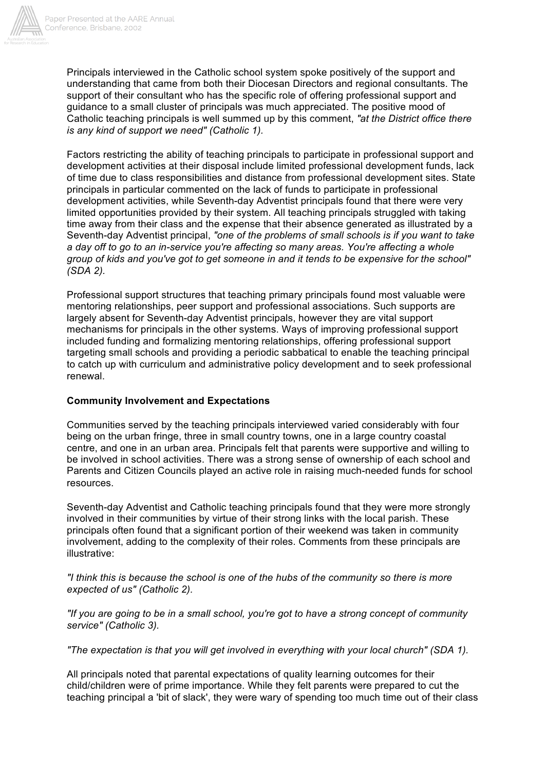Principals interviewed in the Catholic school system spoke positively of the support and understanding that came from both their Diocesan Directors and regional consultants. The support of their consultant who has the specific role of offering professional support and guidance to a small cluster of principals was much appreciated. The positive mood of Catholic teaching principals is well summed up by this comment, *"at the District office there is any kind of support we need" (Catholic 1).*

Factors restricting the ability of teaching principals to participate in professional support and development activities at their disposal include limited professional development funds, lack of time due to class responsibilities and distance from professional development sites. State principals in particular commented on the lack of funds to participate in professional development activities, while Seventh-day Adventist principals found that there were very limited opportunities provided by their system. All teaching principals struggled with taking time away from their class and the expense that their absence generated as illustrated by a Seventh-day Adventist principal, *"one of the problems of small schools is if you want to take a day off to go to an in-service you're affecting so many areas. You're affecting a whole group of kids and you've got to get someone in and it tends to be expensive for the school" (SDA 2).*

Professional support structures that teaching primary principals found most valuable were mentoring relationships, peer support and professional associations. Such supports are largely absent for Seventh-day Adventist principals, however they are vital support mechanisms for principals in the other systems. Ways of improving professional support included funding and formalizing mentoring relationships, offering professional support targeting small schools and providing a periodic sabbatical to enable the teaching principal to catch up with curriculum and administrative policy development and to seek professional renewal.

**Community Involvement and Expectations**

Communities served by the teaching principals interviewed varied considerably with four being on the urban fringe, three in small country towns, one in a large country coastal centre, and one in an urban area. Principals felt that parents were supportive and willing to be involved in school activities. There was a strong sense of ownership of each school and Parents and Citizen Councils played an active role in raising much-needed funds for school resources.

Seventh-day Adventist and Catholic teaching principals found that they were more strongly involved in their communities by virtue of their strong links with the local parish. These principals often found that a significant portion of their weekend was taken in community involvement, adding to the complexity of their roles. Comments from these principals are illustrative:

*"I think this is because the school is one of the hubs of the community so there is more expected of us" (Catholic 2).*

*"If you are going to be in a small school, you're got to have a strong concept of community service" (Catholic 3).*

*"The expectation is that you will get involved in everything with your local church" (SDA 1).*

All principals noted that parental expectations of quality learning outcomes for their child/children were of prime importance. While they felt parents were prepared to cut the teaching principal a 'bit of slack', they were wary of spending too much time out of their class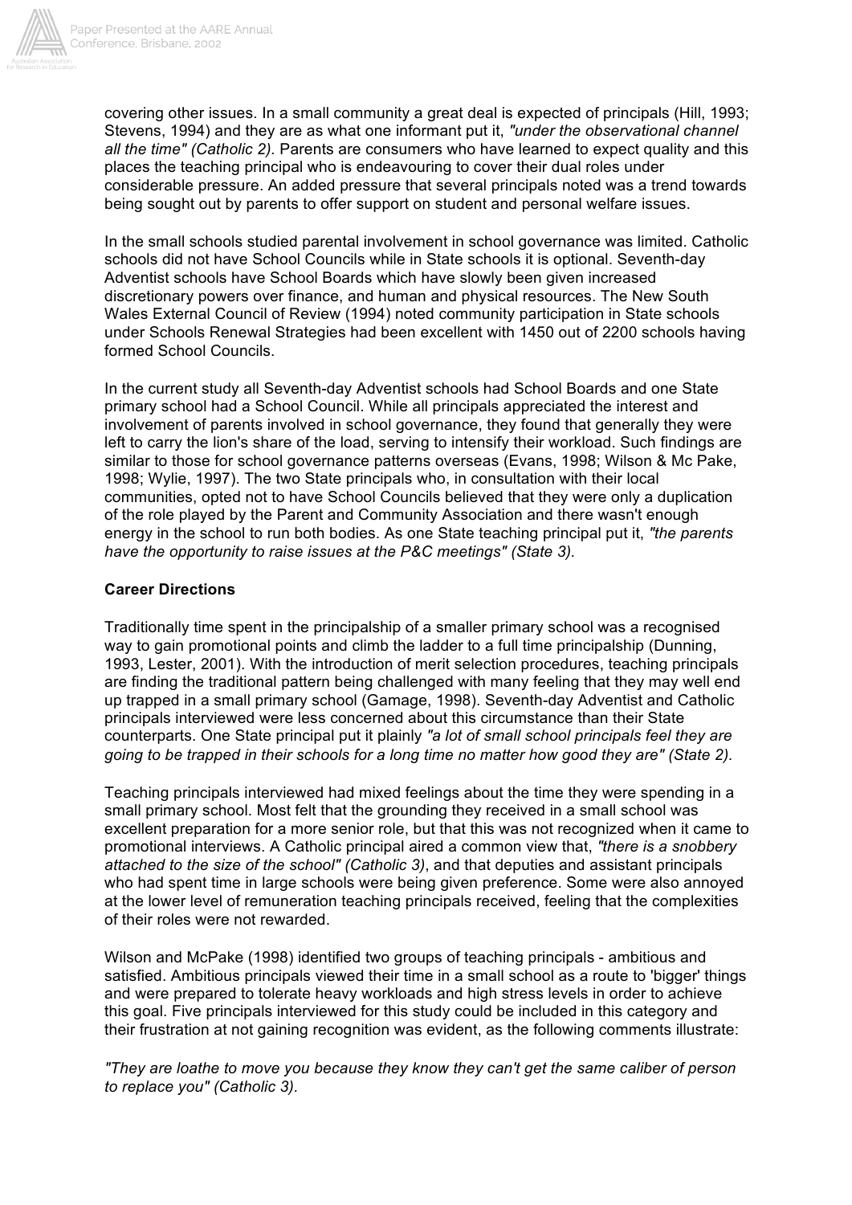covering other issues. In a small community a great deal is expected of principals (Hill, 1993; Stevens, 1994) and they are as what one informant put it, *"under the observational channel all the time" (Catholic 2).* Parents are consumers who have learned to expect quality and this places the teaching principal who is endeavouring to cover their dual roles under considerable pressure. An added pressure that several principals noted was a trend towards being sought out by parents to offer support on student and personal welfare issues.

In the small schools studied parental involvement in school governance was limited. Catholic schools did not have School Councils while in State schools it is optional. Seventh-day Adventist schools have School Boards which have slowly been given increased discretionary powers over finance, and human and physical resources. The New South Wales External Council of Review (1994) noted community participation in State schools under Schools Renewal Strategies had been excellent with 1450 out of 2200 schools having formed School Councils.

In the current study all Seventh-day Adventist schools had School Boards and one State primary school had a School Council. While all principals appreciated the interest and involvement of parents involved in school governance, they found that generally they were left to carry the lion's share of the load, serving to intensify their workload. Such findings are similar to those for school governance patterns overseas (Evans, 1998; Wilson & Mc Pake, 1998; Wylie, 1997). The two State principals who, in consultation with their local communities, opted not to have School Councils believed that they were only a duplication of the role played by the Parent and Community Association and there wasn't enough energy in the school to run both bodies. As one State teaching principal put it, *"the parents have the opportunity to raise issues at the P&C meetings" (State 3).*

**Career Directions**

Traditionally time spent in the principalship of a smaller primary school was a recognised way to gain promotional points and climb the ladder to a full time principalship (Dunning, 1993, Lester, 2001). With the introduction of merit selection procedures, teaching principals are finding the traditional pattern being challenged with many feeling that they may well end up trapped in a small primary school (Gamage, 1998). Seventh-day Adventist and Catholic principals interviewed were less concerned about this circumstance than their State counterparts. One State principal put it plainly *"a lot of small school principals feel they are going to be trapped in their schools for a long time no matter how good they are" (State 2).*

Teaching principals interviewed had mixed feelings about the time they were spending in a small primary school. Most felt that the grounding they received in a small school was excellent preparation for a more senior role, but that this was not recognized when it came to promotional interviews. A Catholic principal aired a common view that, *"there is a snobbery attached to the size of the school" (Catholic 3)*, and that deputies and assistant principals who had spent time in large schools were being given preference. Some were also annoyed at the lower level of remuneration teaching principals received, feeling that the complexities of their roles were not rewarded.

Wilson and McPake (1998) identified two groups of teaching principals - ambitious and satisfied. Ambitious principals viewed their time in a small school as a route to 'bigger' things and were prepared to tolerate heavy workloads and high stress levels in order to achieve this goal. Five principals interviewed for this study could be included in this category and their frustration at not gaining recognition was evident, as the following comments illustrate:

*"They are loathe to move you because they know they can't get the same caliber of person to replace you" (Catholic 3).*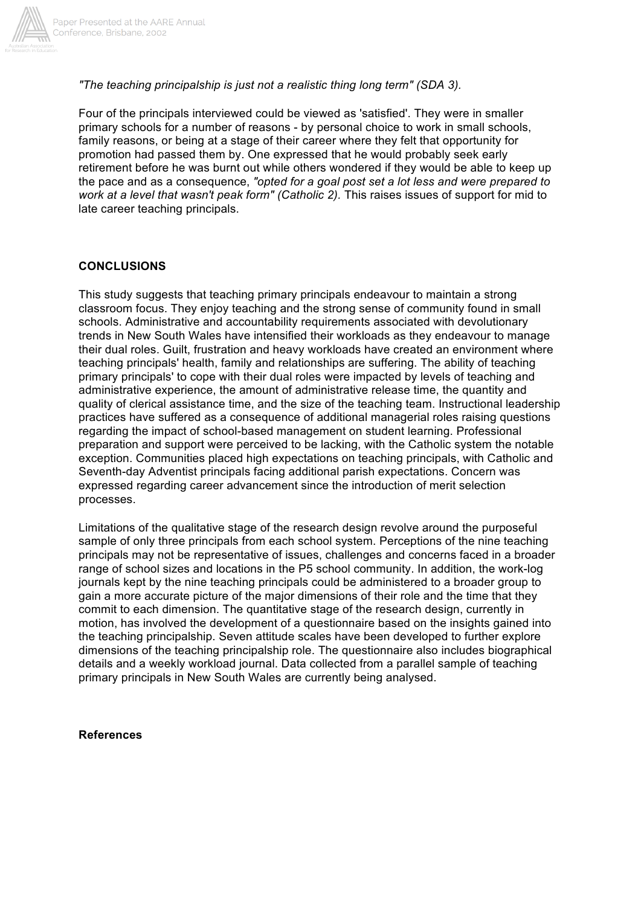*"The teaching principalship is just not a realistic thing long term" (SDA 3).*

Four of the principals interviewed could be viewed as 'satisfied'. They were in smaller primary schools for a number of reasons - by personal choice to work in small schools, family reasons, or being at a stage of their career where they felt that opportunity for promotion had passed them by. One expressed that he would probably seek early retirement before he was burnt out while others wondered if they would be able to keep up the pace and as a consequence, *"opted for a goal post set a lot less and were prepared to work at a level that wasn't peak form" (Catholic 2).* This raises issues of support for mid to late career teaching principals.

**CONCLUSIONS**

This study suggests that teaching primary principals endeavour to maintain a strong classroom focus. They enjoy teaching and the strong sense of community found in small schools. Administrative and accountability requirements associated with devolutionary trends in New South Wales have intensified their workloads as they endeavour to manage their dual roles. Guilt, frustration and heavy workloads have created an environment where teaching principals' health, family and relationships are suffering. The ability of teaching primary principals' to cope with their dual roles were impacted by levels of teaching and administrative experience, the amount of administrative release time, the quantity and quality of clerical assistance time, and the size of the teaching team. Instructional leadership practices have suffered as a consequence of additional managerial roles raising questions regarding the impact of school-based management on student learning. Professional preparation and support were perceived to be lacking, with the Catholic system the notable exception. Communities placed high expectations on teaching principals, with Catholic and Seventh-day Adventist principals facing additional parish expectations. Concern was expressed regarding career advancement since the introduction of merit selection processes.

Limitations of the qualitative stage of the research design revolve around the purposeful sample of only three principals from each school system. Perceptions of the nine teaching principals may not be representative of issues, challenges and concerns faced in a broader range of school sizes and locations in the P5 school community. In addition, the work-log journals kept by the nine teaching principals could be administered to a broader group to gain a more accurate picture of the major dimensions of their role and the time that they commit to each dimension. The quantitative stage of the research design, currently in motion, has involved the development of a questionnaire based on the insights gained into the teaching principalship. Seven attitude scales have been developed to further explore dimensions of the teaching principalship role. The questionnaire also includes biographical details and a weekly workload journal. Data collected from a parallel sample of teaching primary principals in New South Wales are currently being analysed.

**References**